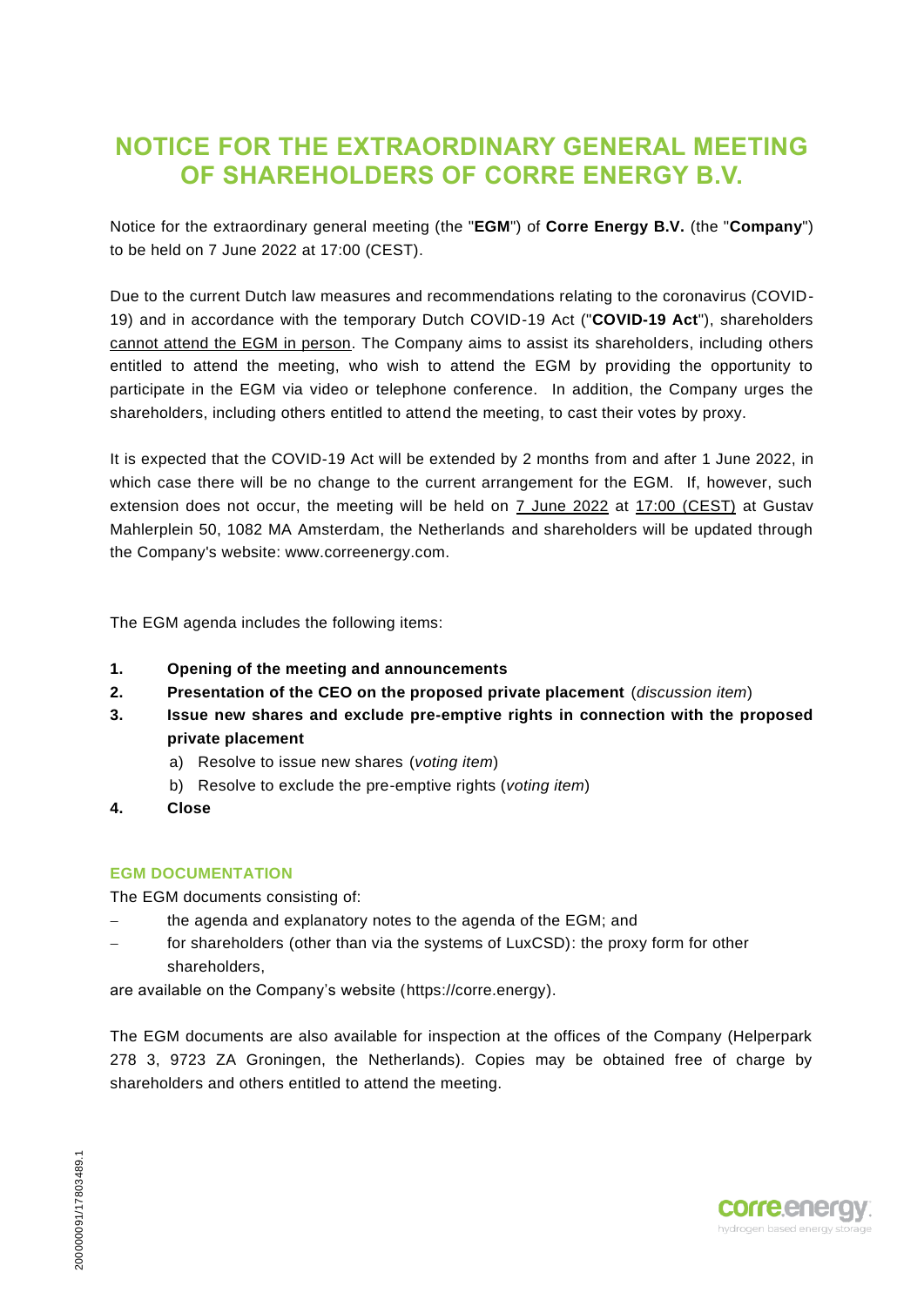# NOTICE FOR THE EXTRAORDINARY GENERAL MEETING OF SHAREHOLDERS OF CORRE ENERGY B.V.

Notice for the extraordinary general meeting (the "**EGM**") of **Corre Energy B.V.** (the "**Company**") to be held on 7 June 2022 at 17:00 (CEST).

Due to the current Dutch law measures and recommendations relating to the coronavirus (COVID-19) and in accordance with the temporary Dutch COVID-19 Act ("**COVID-19 Act**"), shareholders cannot attend the EGM in person. The Company aims to assist its shareholders, including others entitled to attend the meeting, who wish to attend the EGM by providing the opportunity to participate in the EGM via video or telephone conference. In addition, the Company urges the shareholders, including others entitled to attend the meeting, to cast their votes by proxy.

It is expected that the COVID-19 Act will be extended by 2 months from and after 1 June 2022, in which case there will be no change to the current arrangement for the EGM. If, however, such extension does not occur, the meeting will be held on 7 June 2022 at 17:00 (CEST) at Gustav Mahlerplein 50, 1082 MA Amsterdam, the Netherlands and shareholders will be updated through the Company's website: www.correenergy.com.

The EGM agenda includes the following items:

1. **Opening of the meeting and announcements**
2. **Presentation of the CEO on the proposed private placement** (*discussion item*)
3. **Issue new shares and exclude pre-emptive rights in connection with the proposed private placement**
   a) Resolve to issue new shares (*voting item*)
   b) Resolve to exclude the pre-emptive rights (*voting item*)
4. **Close**

### EGM DOCUMENTATION

The EGM documents consisting of:

- the agenda and explanatory notes to the agenda of the EGM; and
- for shareholders (other than via the systems of LuxCSD): the proxy form for other shareholders,

are available on the Company's website (https://corre.energy).

The EGM documents are also available for inspection at the offices of the Company (Helperpark 278 3, 9723 ZA Groningen, the Netherlands). Copies may be obtained free of charge by shareholders and others entitled to attend the meeting.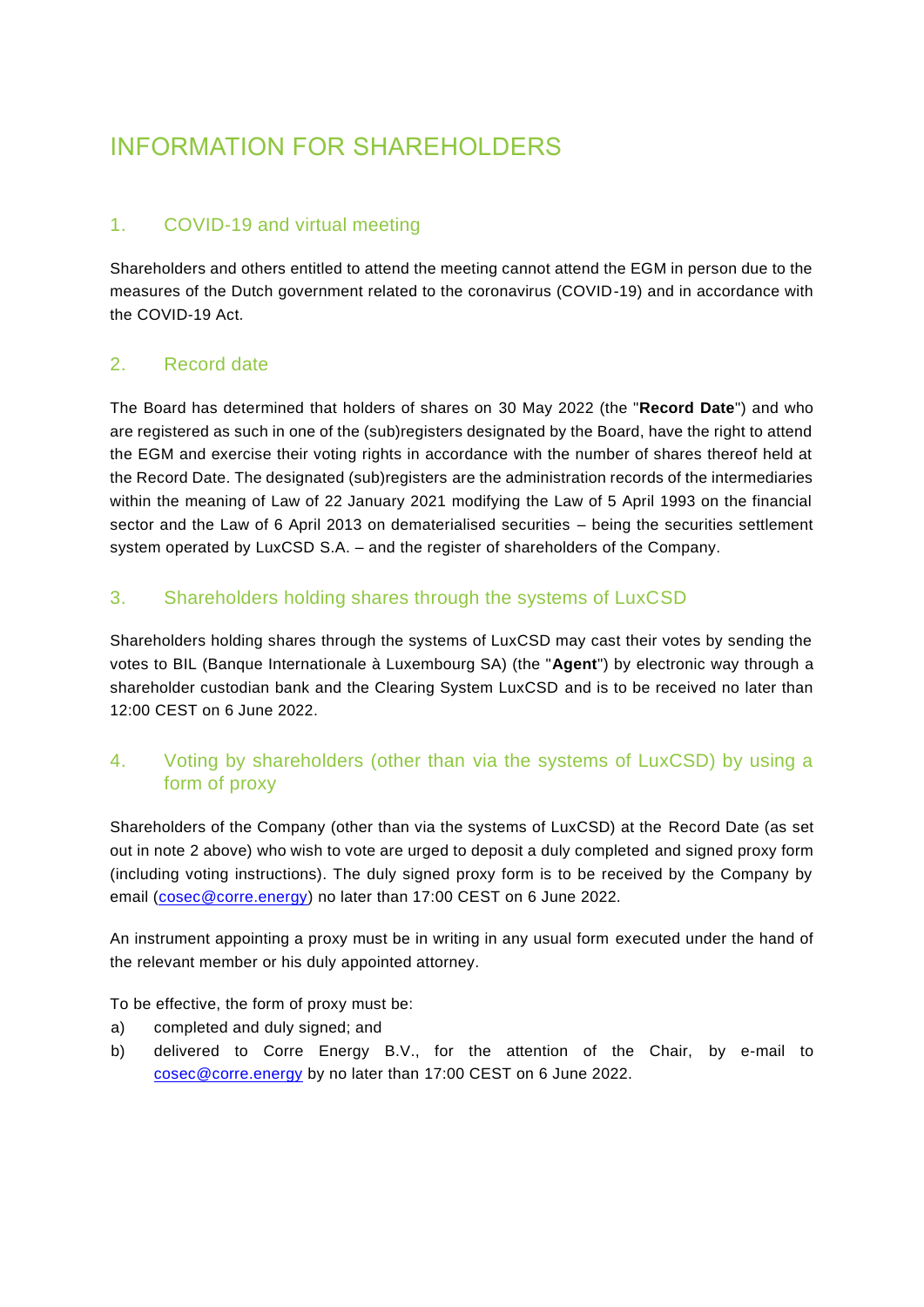# INFORMATION FOR SHAREHOLDERS

## 1. COVID-19 and virtual meeting

Shareholders and others entitled to attend the meeting cannot attend the EGM in person due to the measures of the Dutch government related to the coronavirus (COVID-19) and in accordance with the COVID-19 Act.

## 2. Record date

The Board has determined that holders of shares on 30 May 2022 (the "**Record Date**") and who are registered as such in one of the (sub)registers designated by the Board, have the right to attend the EGM and exercise their voting rights in accordance with the number of shares thereof held at the Record Date. The designated (sub)registers are the administration records of the intermediaries within the meaning of Law of 22 January 2021 modifying the Law of 5 April 1993 on the financial sector and the Law of 6 April 2013 on dematerialised securities – being the securities settlement system operated by LuxCSD S.A. – and the register of shareholders of the Company.

## 3. Shareholders holding shares through the systems of LuxCSD

Shareholders holding shares through the systems of LuxCSD may cast their votes by sending the votes to BIL (Banque Internationale à Luxembourg SA) (the "**Agent**") by electronic way through a shareholder custodian bank and the Clearing System LuxCSD and is to be received no later than 12:00 CEST on 6 June 2022.

## 4. Voting by shareholders (other than via the systems of LuxCSD) by using a form of proxy

Shareholders of the Company (other than via the systems of LuxCSD) at the Record Date (as set out in note 2 above) who wish to vote are urged to deposit a duly completed and signed proxy form (including voting instructions). The duly signed proxy form is to be received by the Company by email (cosec@corre.energy) no later than 17:00 CEST on 6 June 2022.

An instrument appointing a proxy must be in writing in any usual form executed under the hand of the relevant member or his duly appointed attorney.

To be effective, the form of proxy must be:

a) completed and duly signed; and
b) delivered to Corre Energy B.V., for the attention of the Chair, by e-mail to cosec@corre.energy by no later than 17:00 CEST on 6 June 2022.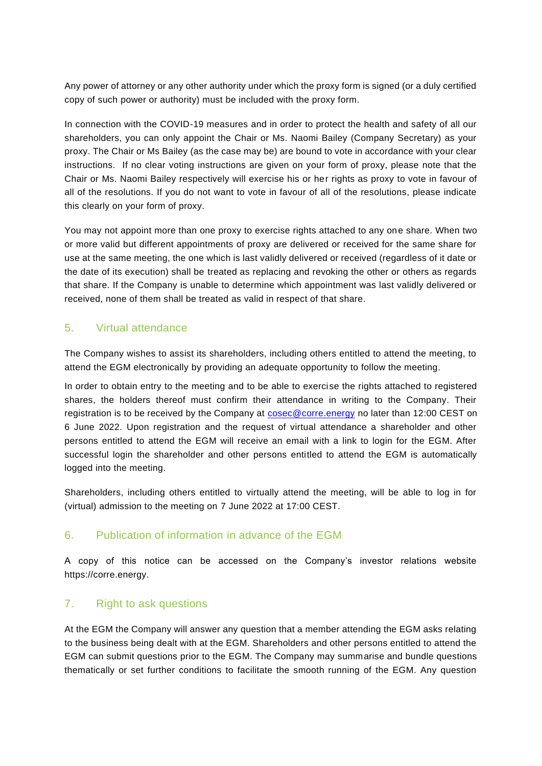Any power of attorney or any other authority under which the proxy form is signed (or a duly certified copy of such power or authority) must be included with the proxy form.

In connection with the COVID-19 measures and in order to protect the health and safety of all our shareholders, you can only appoint the Chair or Ms. Naomi Bailey (Company Secretary) as your proxy. The Chair or Ms Bailey (as the case may be) are bound to vote in accordance with your clear instructions. If no clear voting instructions are given on your form of proxy, please note that the Chair or Ms. Naomi Bailey respectively will exercise his or her rights as proxy to vote in favour of all of the resolutions. If you do not want to vote in favour of all of the resolutions, please indicate this clearly on your form of proxy.

You may not appoint more than one proxy to exercise rights attached to any one share. When two or more valid but different appointments of proxy are delivered or received for the same share for use at the same meeting, the one which is last validly delivered or received (regardless of it date or the date of its execution) shall be treated as replacing and revoking the other or others as regards that share. If the Company is unable to determine which appointment was last validly delivered or received, none of them shall be treated as valid in respect of that share.

## 5. Virtual attendance

The Company wishes to assist its shareholders, including others entitled to attend the meeting, to attend the EGM electronically by providing an adequate opportunity to follow the meeting.

In order to obtain entry to the meeting and to be able to exercise the rights attached to registered shares, the holders thereof must confirm their attendance in writing to the Company. Their registration is to be received by the Company at cosec@corre.energy no later than 12:00 CEST on 6 June 2022. Upon registration and the request of virtual attendance a shareholder and other persons entitled to attend the EGM will receive an email with a link to login for the EGM. After successful login the shareholder and other persons entitled to attend the EGM is automatically logged into the meeting.

Shareholders, including others entitled to virtually attend the meeting, will be able to log in for (virtual) admission to the meeting on 7 June 2022 at 17:00 CEST.

## 6. Publication of information in advance of the EGM

A copy of this notice can be accessed on the Company's investor relations website https://corre.energy.

## 7. Right to ask questions

At the EGM the Company will answer any question that a member attending the EGM asks relating to the business being dealt with at the EGM. Shareholders and other persons entitled to attend the EGM can submit questions prior to the EGM. The Company may summarise and bundle questions thematically or set further conditions to facilitate the smooth running of the EGM. Any question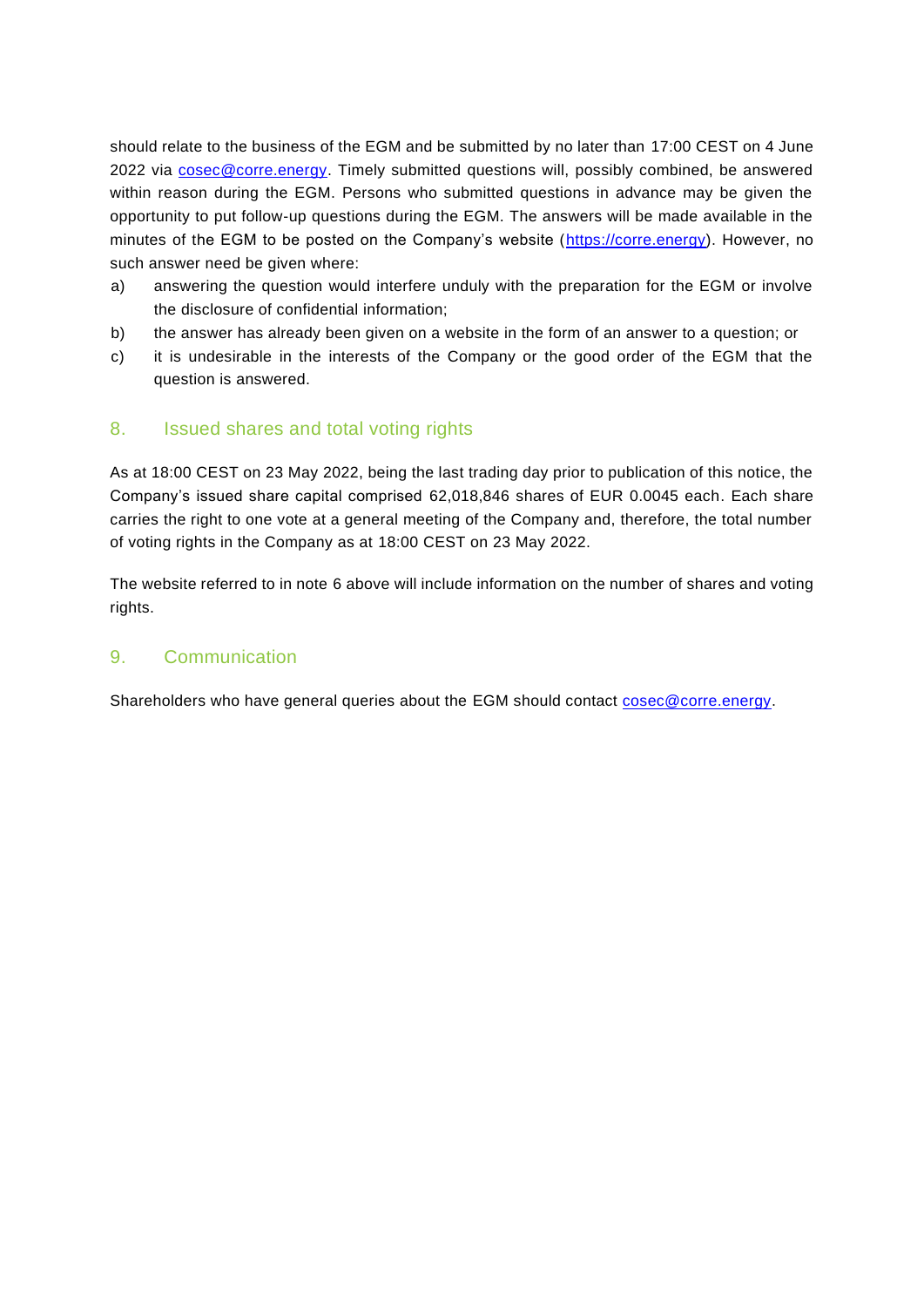should relate to the business of the EGM and be submitted by no later than 17:00 CEST on 4 June 2022 via cosec@corre.energy. Timely submitted questions will, possibly combined, be answered within reason during the EGM. Persons who submitted questions in advance may be given the opportunity to put follow-up questions during the EGM. The answers will be made available in the minutes of the EGM to be posted on the Company's website (https://corre.energy). However, no such answer need be given where:

a) answering the question would interfere unduly with the preparation for the EGM or involve the disclosure of confidential information;
b) the answer has already been given on a website in the form of an answer to a question; or
c) it is undesirable in the interests of the Company or the good order of the EGM that the question is answered.

## 8. Issued shares and total voting rights

As at 18:00 CEST on 23 May 2022, being the last trading day prior to publication of this notice, the Company's issued share capital comprised 62,018,846 shares of EUR 0.0045 each. Each share carries the right to one vote at a general meeting of the Company and, therefore, the total number of voting rights in the Company as at 18:00 CEST on 23 May 2022.

The website referred to in note 6 above will include information on the number of shares and voting rights.

## 9. Communication

Shareholders who have general queries about the EGM should contact cosec@corre.energy.